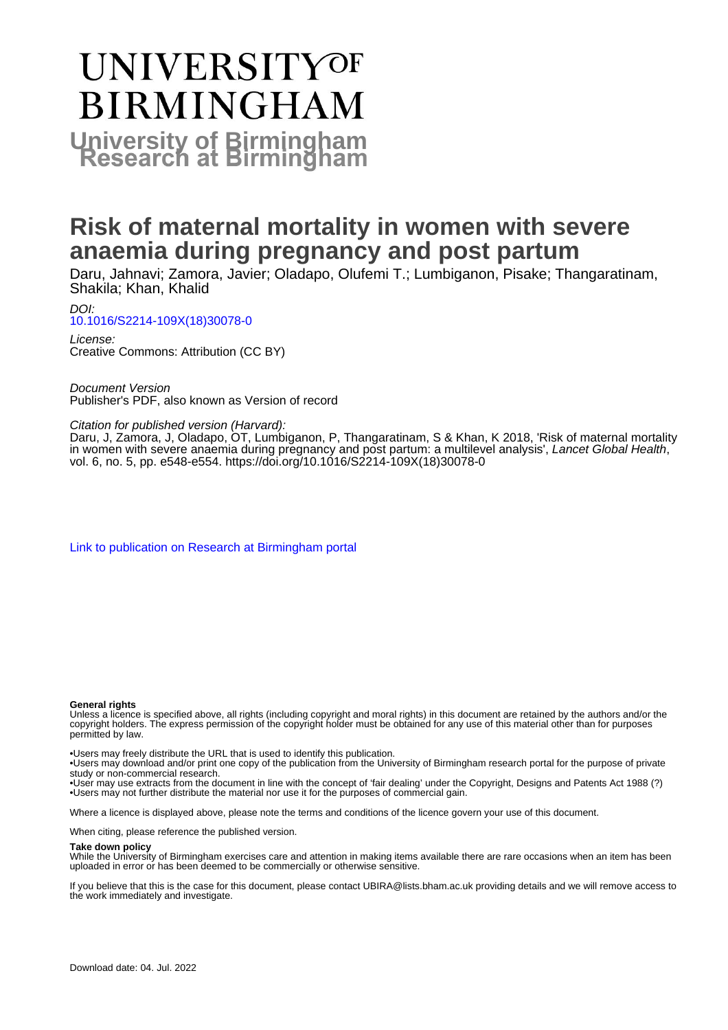# UNIVERSITY OF BIRMINGHAM

## University of Birmingham Research at Birmingham

# Risk of maternal mortality in women with severe anaemia during pregnancy and post partum

Daru, Jahnavi; Zamora, Javier; Oladapo, Olufemi T.; Lumbiganon, Pisake; Thangaratinam, Shakila; Khan, Khalid

*DOI:*
10.1016/S2214-109X(18)30078-0

*License:*
Creative Commons: Attribution (CC BY)

*Document Version*
Publisher's PDF, also known as Version of record

*Citation for published version (Harvard):*
Daru, J, Zamora, J, Oladapo, OT, Lumbiganon, P, Thangaratinam, S & Khan, K 2018, 'Risk of maternal mortality in women with severe anaemia during pregnancy and post partum: a multilevel analysis', *Lancet Global Health*, vol. 6, no. 5, pp. e548-e554. https://doi.org/10.1016/S2214-109X(18)30078-0

Link to publication on Research at Birmingham portal

**General rights**

Unless a licence is specified above, all rights (including copyright and moral rights) in this document are retained by the authors and/or the copyright holders. The express permission of the copyright holder must be obtained for any use of this material other than for purposes permitted by law.

•Users may freely distribute the URL that is used to identify this publication.
•Users may download and/or print one copy of the publication from the University of Birmingham research portal for the purpose of private study or non-commercial research.
•User may use extracts from the document in line with the concept of 'fair dealing' under the Copyright, Designs and Patents Act 1988 (?)
•Users may not further distribute the material nor use it for the purposes of commercial gain.

Where a licence is displayed above, please note the terms and conditions of the licence govern your use of this document.

When citing, please reference the published version.

**Take down policy**

While the University of Birmingham exercises care and attention in making items available there are rare occasions when an item has been uploaded in error or has been deemed to be commercially or otherwise sensitive.

If you believe that this is the case for this document, please contact UBIRA@lists.bham.ac.uk providing details and we will remove access to the work immediately and investigate.

Download date: 04. Jul. 2022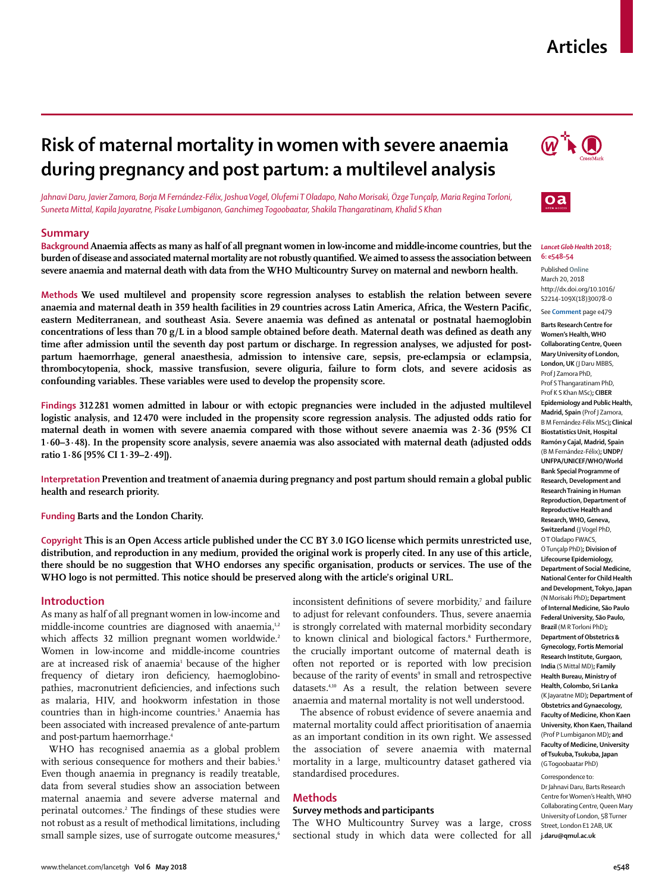# Risk of maternal mortality in women with severe anaemia during pregnancy and post partum: a multilevel analysis

*Jahnavi Daru, Javier Zamora, Borja M Fernández-Félix, Joshua Vogel, Olufemi T Oladapo, Naho Morisaki, Özge Tunçalp, Maria Regina Torloni, Suneeta Mittal, Kapila Jayaratne, Pisake Lumbiganon, Ganchimeg Togoobaatar, Shakila Thangaratinam, Khalid S Khan*

## Summary

**Background** Anaemia affects as many as half of all pregnant women in low-income and middle-income countries, but the burden of disease and associated maternal mortality are not robustly quantified. We aimed to assess the association between severe anaemia and maternal death with data from the WHO Multicountry Survey on maternal and newborn health.

**Methods** We used multilevel and propensity score regression analyses to establish the relation between severe anaemia and maternal death in 359 health facilities in 29 countries across Latin America, Africa, the Western Pacific, eastern Mediterranean, and southeast Asia. Severe anaemia was defined as antenatal or postnatal haemoglobin concentrations of less than 70 g/L in a blood sample obtained before death. Maternal death was defined as death any time after admission until the seventh day post partum or discharge. In regression analyses, we adjusted for post-partum haemorrhage, general anaesthesia, admission to intensive care, sepsis, pre-eclampsia or eclampsia, thrombocytopenia, shock, massive transfusion, severe oliguria, failure to form clots, and severe acidosis as confounding variables. These variables were used to develop the propensity score.

**Findings** 312 281 women admitted in labour or with ectopic pregnancies were included in the adjusted multilevel logistic analysis, and 12 470 were included in the propensity score regression analysis. The adjusted odds ratio for maternal death in women with severe anaemia compared with those without severe anaemia was 2·36 (95% CI 1·60–3·48). In the propensity score analysis, severe anaemia was also associated with maternal death (adjusted odds ratio 1·86 [95% CI 1·39–2·49]).

**Interpretation** Prevention and treatment of anaemia during pregnancy and post partum should remain a global public health and research priority.

**Funding** Barts and the London Charity.

**Copyright** This is an Open Access article published under the CC BY 3.0 IGO license which permits unrestricted use, distribution, and reproduction in any medium, provided the original work is properly cited. In any use of this article, there should be no suggestion that WHO endorses any specific organisation, products or services. The use of the WHO logo is not permitted. This notice should be preserved along with the article's original URL.

*Lancet Glob Health* 2018; 6: e548–54

Published Online March 20, 2018 http://dx.doi.org/10.1016/S2214-109X(18)30078-0

See Comment page e479

**Barts Research Centre for Women's Health, WHO Collaborating Centre, Queen Mary University of London, London, UK** (J Daru MBBS, Prof J Zamora PhD, Prof S Thangaratinam PhD, Prof K S Khan MSc)**; CIBER Epidemiology and Public Health, Madrid, Spain** (Prof J Zamora, B M Fernández-Félix MSc)**; Clinical Biostatistics Unit, Hospital Ramón y Cajal, Madrid, Spain** (B M Fernández-Félix)**; UNDP/UNFPA/UNICEF/WHO/World Bank Special Programme of Research, Development and Research Training in Human Reproduction, Department of Reproductive Health and Research, WHO, Geneva, Switzerland** (J Vogel PhD, O T Oladapo FWACS, Ö Tunçalp PhD)**; Division of Lifecourse Epidemiology, Department of Social Medicine, National Center for Child Health and Development, Tokyo, Japan** (N Morisaki PhD)**; Department of Internal Medicine, São Paulo Federal University, São Paulo, Brazil** (M R Torloni PhD)**; Department of Obstetrics & Gynecology, Fortis Memorial Research Institute, Gurgaon, India** (S Mittal MD)**; Family Health Bureau, Ministry of Health, Colombo, Sri Lanka** (K Jayaratne MD)**; Department of Obstetrics and Gynaecology, Faculty of Medicine, Khon Kaen University, Khon Kaen, Thailand** (Prof P Lumbiganon MD)**; and Faculty of Medicine, University of Tsukuba, Tsukuba, Japan** (G Togoobaatar PhD)

Correspondence to: Dr Jahnavi Daru, Barts Research Centre for Women's Health, WHO Collaborating Centre, Queen Mary University of London, 58 Turner Street, London E1 2AB, UK **j.daru@qmul.ac.uk**

## Introduction

As many as half of all pregnant women in low-income and middle-income countries are diagnosed with anaemia,[1,2] which affects 32 million pregnant women worldwide.[2] Women in low-income and middle-income countries are at increased risk of anaemia[1] because of the higher frequency of dietary iron deficiency, haemoglobinopathies, macronutrient deficiencies, and infections such as malaria, HIV, and hookworm infestation in those countries than in high-income countries.[3] Anaemia has been associated with increased prevalence of ante-partum and post-partum haemorrhage.[4]

WHO has recognised anaemia as a global problem with serious consequence for mothers and their babies.[5] Even though anaemia in pregnancy is readily treatable, data from several studies show an association between maternal anaemia and severe adverse maternal and perinatal outcomes.[2] The findings of these studies were not robust as a result of methodical limitations, including small sample sizes, use of surrogate outcome measures,[6] inconsistent definitions of severe morbidity,[7] and failure to adjust for relevant confounders. Thus, severe anaemia is strongly correlated with maternal morbidity secondary to known clinical and biological factors.[8] Furthermore, the crucially important outcome of maternal death is often not reported or is reported with low precision because of the rarity of events[9] in small and retrospective datasets.[4,10] As a result, the relation between severe anaemia and maternal mortality is not well understood.

The absence of robust evidence of severe anaemia and maternal mortality could affect prioritisation of anaemia as an important condition in its own right. We assessed the association of severe anaemia with maternal mortality in a large, multicountry dataset gathered via standardised procedures.

## Methods

### Survey methods and participants

The WHO Multicountry Survey was a large, cross sectional study in which data were collected for all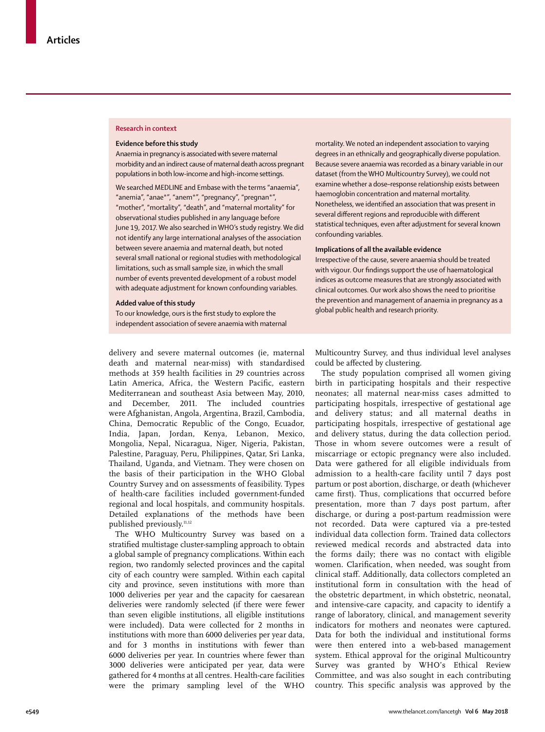## Research in context

### Evidence before this study

Anaemia in pregnancy is associated with severe maternal morbidity and an indirect cause of maternal death across pregnant populations in both low-income and high-income settings.

We searched MEDLINE and Embase with the terms "anaemia", "anemia", "anae*", "anem*", "pregnancy", "pregnan*", "mother", "mortality", "death", and "maternal mortality" for observational studies published in any language before June 19, 2017. We also searched in WHO's study registry. We did not identify any large international analyses of the association between severe anaemia and maternal death, but noted several small national or regional studies with methodological limitations, such as small sample size, in which the small number of events prevented development of a robust model with adequate adjustment for known confounding variables.

### Added value of this study

To our knowledge, ours is the first study to explore the independent association of severe anaemia with maternal mortality. We noted an independent association to varying degrees in an ethnically and geographically diverse population. Because severe anaemia was recorded as a binary variable in our dataset (from the WHO Multicountry Survey), we could not examine whether a dose–response relationship exists between haemoglobin concentration and maternal mortality. Nonetheless, we identified an association that was present in several different regions and reproducible with different statistical techniques, even after adjustment for several known confounding variables.

### Implications of all the available evidence

Irrespective of the cause, severe anaemia should be treated with vigour. Our findings support the use of haematological indices as outcome measures that are strongly associated with clinical outcomes. Our work also shows the need to prioritise the prevention and management of anaemia in pregnancy as a global public health and research priority.

delivery and severe maternal outcomes (ie, maternal death and maternal near-miss) with standardised methods at 359 health facilities in 29 countries across Latin America, Africa, the Western Pacific, eastern Mediterranean and southeast Asia between May, 2010, and December, 2011. The included countries were Afghanistan, Angola, Argentina, Brazil, Cambodia, China, Democratic Republic of the Congo, Ecuador, India, Japan, Jordan, Kenya, Lebanon, Mexico, Mongolia, Nepal, Nicaragua, Niger, Nigeria, Pakistan, Palestine, Paraguay, Peru, Philippines, Qatar, Sri Lanka, Thailand, Uganda, and Vietnam. They were chosen on the basis of their participation in the WHO Global Country Survey and on assessments of feasibility. Types of health-care facilities included government-funded regional and local hospitals, and community hospitals. Detailed explanations of the methods have been published previously.[11,12]

The WHO Multicountry Survey was based on a stratified multistage cluster-sampling approach to obtain a global sample of pregnancy complications. Within each region, two randomly selected provinces and the capital city of each country were sampled. Within each capital city and province, seven institutions with more than 1000 deliveries per year and the capacity for caesarean deliveries were randomly selected (if there were fewer than seven eligible institutions, all eligible institutions were included). Data were collected for 2 months in institutions with more than 6000 deliveries per year data, and for 3 months in institutions with fewer than 6000 deliveries per year. In countries where fewer than 3000 deliveries were anticipated per year, data were gathered for 4 months at all centres. Health-care facilities were the primary sampling level of the WHO Multicountry Survey, and thus individual level analyses could be affected by clustering.

The study population comprised all women giving birth in participating hospitals and their respective neonates; all maternal near-miss cases admitted to participating hospitals, irrespective of gestational age and delivery status; and all maternal deaths in participating hospitals, irrespective of gestational age and delivery status, during the data collection period. Those in whom severe outcomes were a result of miscarriage or ectopic pregnancy were also included. Data were gathered for all eligible individuals from admission to a health-care facility until 7 days post partum or post abortion, discharge, or death (whichever came first). Thus, complications that occurred before presentation, more than 7 days post partum, after discharge, or during a post-partum readmission were not recorded. Data were captured via a pre-tested individual data collection form. Trained data collectors reviewed medical records and abstracted data into the forms daily; there was no contact with eligible women. Clarification, when needed, was sought from clinical staff. Additionally, data collectors completed an institutional form in consultation with the head of the obstetric department, in which obstetric, neonatal, and intensive-care capacity, and capacity to identify a range of laboratory, clinical, and management severity indicators for mothers and neonates were captured. Data for both the individual and institutional forms were then entered into a web-based management system. Ethical approval for the original Multicountry Survey was granted by WHO's Ethical Review Committee, and was also sought in each contributing country. This specific analysis was approved by the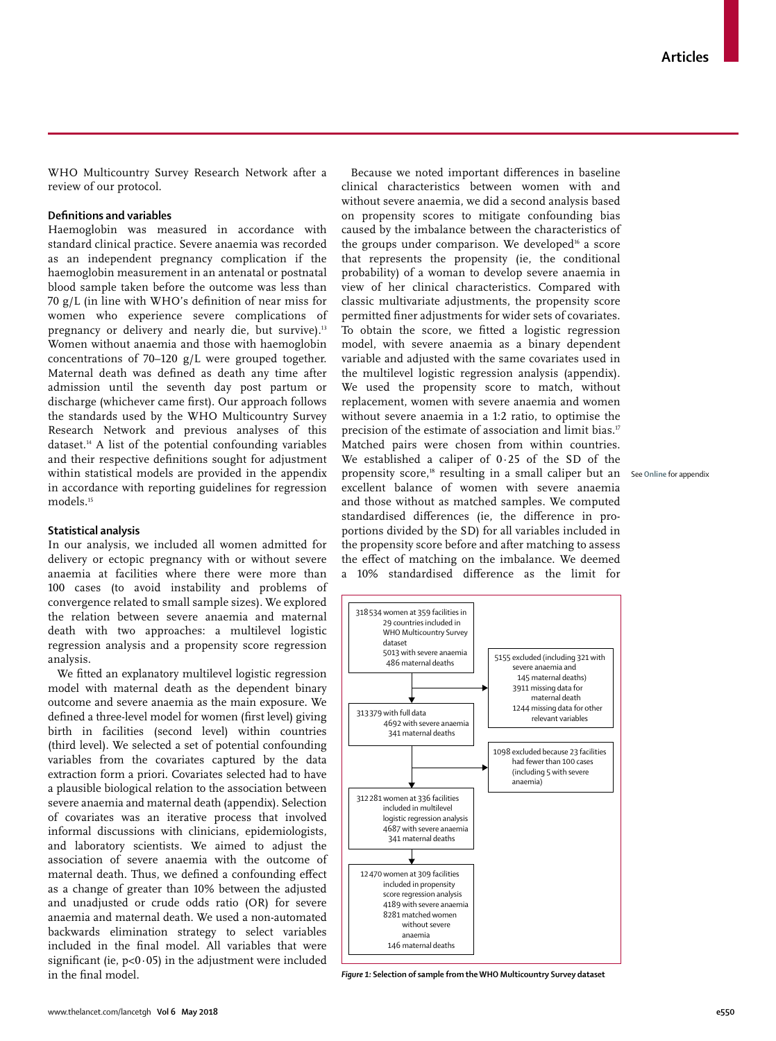WHO Multicountry Survey Research Network after a review of our protocol.

### Definitions and variables

Haemoglobin was measured in accordance with standard clinical practice. Severe anaemia was recorded as an independent pregnancy complication if the haemoglobin measurement in an antenatal or postnatal blood sample taken before the outcome was less than 70 g/L (in line with WHO's definition of near miss for women who experience severe complications of pregnancy or delivery and nearly die, but survive).[13] Women without anaemia and those with haemoglobin concentrations of 70–120 g/L were grouped together. Maternal death was defined as death any time after admission until the seventh day post partum or discharge (whichever came first). Our approach follows the standards used by the WHO Multicountry Survey Research Network and previous analyses of this dataset.[14] A list of the potential confounding variables and their respective definitions sought for adjustment within statistical models are provided in the appendix in accordance with reporting guidelines for regression models.[15]

### Statistical analysis

In our analysis, we included all women admitted for delivery or ectopic pregnancy with or without severe anaemia at facilities where there were more than 100 cases (to avoid instability and problems of convergence related to small sample sizes). We explored the relation between severe anaemia and maternal death with two approaches: a multilevel logistic regression analysis and a propensity score regression analysis.

We fitted an explanatory multilevel logistic regression model with maternal death as the dependent binary outcome and severe anaemia as the main exposure. We defined a three-level model for women (first level) giving birth in facilities (second level) within countries (third level). We selected a set of potential confounding variables from the covariates captured by the data extraction form a priori. Covariates selected had to have a plausible biological relation to the association between severe anaemia and maternal death (appendix). Selection of covariates was an iterative process that involved informal discussions with clinicians, epidemiologists, and laboratory scientists. We aimed to adjust the association of severe anaemia with the outcome of maternal death. Thus, we defined a confounding effect as a change of greater than 10% between the adjusted and unadjusted or crude odds ratio (OR) for severe anaemia and maternal death. We used a non-automated backwards elimination strategy to select variables included in the final model. All variables that were significant (ie, $p<0\cdot05$) in the adjustment were included in the final model.

Because we noted important differences in baseline clinical characteristics between women with and without severe anaemia, we did a second analysis based on propensity scores to mitigate confounding bias caused by the imbalance between the characteristics of the groups under comparison. We developed[16] a score that represents the propensity (ie, the conditional probability) of a woman to develop severe anaemia in view of her clinical characteristics. Compared with classic multivariate adjustments, the propensity score permitted finer adjustments for wider sets of covariates. To obtain the score, we fitted a logistic regression model, with severe anaemia as a binary dependent variable and adjusted with the same covariates used in the multilevel logistic regression analysis (appendix). We used the propensity score to match, without replacement, women with severe anaemia and women without severe anaemia in a 1:2 ratio, to optimise the precision of the estimate of association and limit bias.[17] Matched pairs were chosen from within countries. We established a caliper of 0·25 of the SD of the propensity score,[18] resulting in a small caliper but an excellent balance of women with severe anaemia and those without as matched samples. We computed standardised differences (ie, the difference in proportions divided by the SD) for all variables included in the propensity score before and after matching to assess the effect of matching on the imbalance. We deemed a 10% standardised difference as the limit for

See Online for appendix

318 534 women at 359 facilities in 29 countries included in WHO Multicountry Survey dataset
5013 with severe anaemia
486 maternal deaths

→ 5155 excluded (including 321 with severe anaemia and 145 maternal deaths)
3911 missing data for maternal death
1244 missing data for other relevant variables

313 379 with full data
4692 with severe anaemia
341 maternal deaths

→ 1098 excluded because 23 facilities had fewer than 100 cases (including 5 with severe anaemia)

312 281 women at 336 facilities included in multilevel logistic regression analysis
4687 with severe anaemia
341 maternal deaths

12 470 women at 309 facilities included in propensity score regression analysis
4189 with severe anaemia
8281 matched women without severe anaemia
146 maternal deaths

*Figure 1:* **Selection of sample from the WHO Multicountry Survey dataset**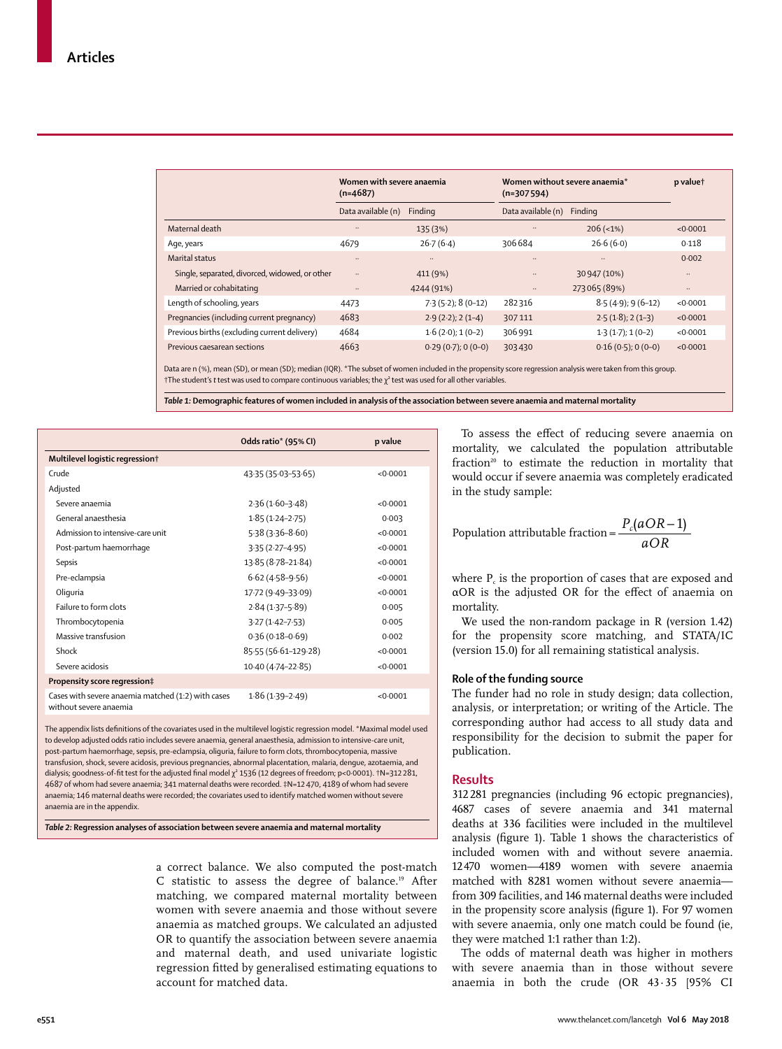| | Women with severe anaemia (n=4687) | | Women without severe anaemia* (n=307 594) | | p value† |
|---|---|---|---|---|---|
| | Data available (n) | Finding | Data available (n) | Finding | |
| Maternal death | .. | 135 (3%) | .. | 206 (<1%) | <0·0001 |
| Age, years | 4679 | 26·7 (6·4) | 306 684 | 26·6 (6·0) | 0·118 |
| Marital status | .. | .. | .. | .. | 0·002 |
| Single, separated, divorced, widowed, or other | .. | 411 (9%) | .. | 30 947 (10%) | .. |
| Married or cohabitating | .. | 4244 (91%) | .. | 273 065 (89%) | .. |
| Length of schooling, years | 4473 | 7·3 (5·2); 8 (0–12) | 282 316 | 8·5 (4·9); 9 (6–12) | <0·0001 |
| Pregnancies (including current pregnancy) | 4683 | 2·9 (2·2); 2 (1–4) | 307 111 | 2·5 (1·8); 2 (1–3) | <0·0001 |
| Previous births (excluding current delivery) | 4684 | 1·6 (2·0); 1 (0–2) | 306 991 | 1·3 (1·7); 1 (0–2) | <0·0001 |
| Previous caesarean sections | 4663 | 0·29 (0·7); 0 (0–0) | 303 430 | 0·16 (0·5); 0 (0–0) | <0·0001 |

Data are n (%), mean (SD), or mean (SD); median (IQR). *The subset of women included in the propensity score regression analysis were taken from this group. †The student's *t* test was used to compare continuous variables; the $\chi^2$ test was used for all other variables.

***Table 1:*** **Demographic features of women included in analysis of the association between severe anaemia and maternal mortality**

| | Odds ratio* (95% CI) | p value |
|---|---|---|
| **Multilevel logistic regression†** | | |
| Crude | 43·35 (35·03–53·65) | <0·0001 |
| Adjusted | | |
| Severe anaemia | 2·36 (1·60–3·48) | <0·0001 |
| General anaesthesia | 1·85 (1·24–2·75) | 0·003 |
| Admission to intensive-care unit | 5·38 (3·36–8·60) | <0·0001 |
| Post-partum haemorrhage | 3·35 (2·27–4·95) | <0·0001 |
| Sepsis | 13·85 (8·78–21·84) | <0·0001 |
| Pre-eclampsia | 6·62 (4·58–9·56) | <0·0001 |
| Oliguria | 17·72 (9·49–33·09) | <0·0001 |
| Failure to form clots | 2·84 (1·37–5·89) | 0·005 |
| Thrombocytopenia | 3·27 (1·42–7·53) | 0·005 |
| Massive transfusion | 0·36 (0·18–0·69) | 0·002 |
| Shock | 85·55 (56·61–129·28) | <0·0001 |
| Severe acidosis | 10·40 (4·74–22·85) | <0·0001 |
| **Propensity score regression‡** | | |
| Cases with severe anaemia matched (1:2) with cases without severe anaemia | 1·86 (1·39–2·49) | <0·0001 |

The appendix lists definitions of the covariates used in the multilevel logistic regression model. *Maximal model used to develop adjusted odds ratio includes severe anaemia, general anaesthesia, admission to intensive-care unit, post-partum haemorrhage, sepsis, pre-eclampsia, oliguria, failure to form clots, thrombocytopenia, massive transfusion, shock, severe acidosis, previous pregnancies, abnormal placentation, malaria, dengue, azotaemia, and dialysis; goodness-of-fit test for the adjusted final model $\chi^2$ 1536 (12 degrees of freedom; p<0·0001). †N=312 281, 4687 of whom had severe anaemia; 341 maternal deaths were recorded. ‡N=12 470, 4189 of whom had severe anaemia; 146 maternal deaths were recorded; the covariates used to identify matched women without severe anaemia are in the appendix.

***Table 2:*** **Regression analyses of association between severe anaemia and maternal mortality**

a correct balance. We also computed the post-match C statistic to assess the degree of balance.[19] After matching, we compared maternal mortality between women with severe anaemia and those without severe anaemia as matched groups. We calculated an adjusted OR to quantify the association between severe anaemia and maternal death, and used univariate logistic regression fitted by generalised estimating equations to account for matched data.

To assess the effect of reducing severe anaemia on mortality, we calculated the population attributable fraction[20] to estimate the reduction in mortality that would occur if severe anaemia was completely eradicated in the study sample:

$$\text{Population attributable fraction} = \frac{P_c(aOR-1)}{aOR}$$

where $P_c$ is the proportion of cases that are exposed and αOR is the adjusted OR for the effect of anaemia on mortality.

We used the non-random package in R (version 1.42) for the propensity score matching, and STATA/IC (version 15.0) for all remaining statistical analysis.

### Role of the funding source

The funder had no role in study design; data collection, analysis, or interpretation; or writing of the Article. The corresponding author had access to all study data and responsibility for the decision to submit the paper for publication.

## Results

312 281 pregnancies (including 96 ectopic pregnancies), 4687 cases of severe anaemia and 341 maternal deaths at 336 facilities were included in the multilevel analysis (figure 1). Table 1 shows the characteristics of included women with and without severe anaemia. 12 470 women—4189 women with severe anaemia matched with 8281 women without severe anaemia—from 309 facilities, and 146 maternal deaths were included in the propensity score analysis (figure 1). For 97 women with severe anaemia, only one match could be found (ie, they were matched 1:1 rather than 1:2).

The odds of maternal death was higher in mothers with severe anaemia than in those without severe anaemia in both the crude (OR 43·35 [95% CI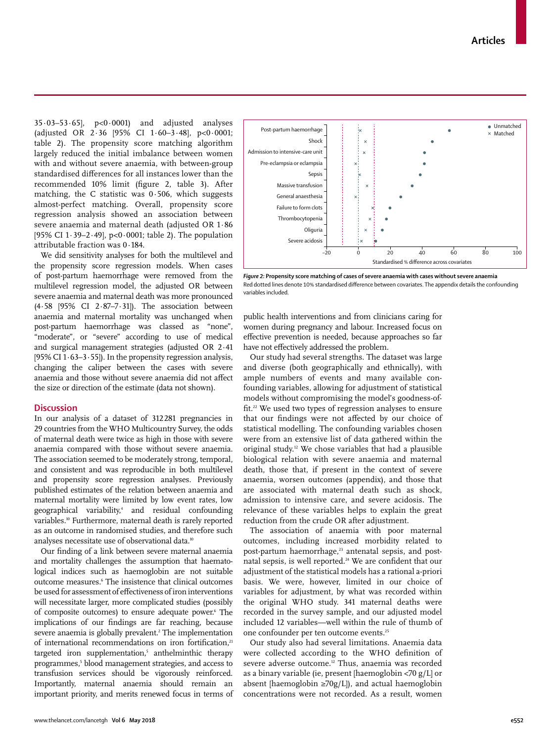35·03–53·65], p<0·0001) and adjusted analyses (adjusted OR 2·36 [95% CI 1·60–3·48], p<0·0001; table 2). The propensity score matching algorithm largely reduced the initial imbalance between women with and without severe anaemia, with between-group standardised differences for all instances lower than the recommended 10% limit (figure 2, table 3). After matching, the C statistic was 0·506, which suggests almost-perfect matching. Overall, propensity score regression analysis showed an association between severe anaemia and maternal death (adjusted OR 1·86 [95% CI 1·39–2·49], p<0·0001; table 2). The population attributable fraction was 0·184.

We did sensitivity analyses for both the multilevel and the propensity score regression models. When cases of post-partum haemorrhage were removed from the multilevel regression model, the adjusted OR between severe anaemia and maternal death was more pronounced (4·58 [95% CI 2·87–7·31]). The association between anaemia and maternal mortality was unchanged when post-partum haemorrhage was classed as "none", "moderate", or "severe" according to use of medical and surgical management strategies (adjusted OR 2·41 [95% CI 1·63–3·55]). In the propensity regression analysis, changing the caliper between the cases with severe anaemia and those without severe anaemia did not affect the size or direction of the estimate (data not shown).

**Figure 2: Propensity score matching of cases of severe anaemia with cases without severe anaemia**
Red dotted lines denote 10% standardised difference between covariates. The appendix details the confounding variables included.

## Discussion

In our analysis of a dataset of 312 281 pregnancies in 29 countries from the WHO Multicountry Survey, the odds of maternal death were twice as high in those with severe anaemia compared with those without severe anaemia. The association seemed to be moderately strong, temporal, and consistent and was reproducible in both multilevel and propensity score regression analyses. Previously published estimates of the relation between anaemia and maternal mortality were limited by low event rates, low geographical variability,[4] and residual confounding variables.[10] Furthermore, maternal death is rarely reported as an outcome in randomised studies, and therefore such analyses necessitate use of observational data.[10]

Our finding of a link between severe maternal anaemia and mortality challenges the assumption that haematological indices such as haemoglobin are not suitable outcome measures.[6] The insistence that clinical outcomes be used for assessment of effectiveness of iron interventions will necessitate larger, more complicated studies (possibly of composite outcomes) to ensure adequate power.[6] The implications of our findings are far reaching, because severe anaemia is globally prevalent.[2] The implementation of international recommendations on iron fortification,[21] targeted iron supplementation,[5] anthelminthic therapy programmes,[5] blood management strategies, and access to transfusion services should be vigorously reinforced. Importantly, maternal anaemia should remain an important priority, and merits renewed focus in terms of public health interventions and from clinicians caring for women during pregnancy and labour. Increased focus on effective prevention is needed, because approaches so far have not effectively addressed the problem.

Our study had several strengths. The dataset was large and diverse (both geographically and ethnically), with ample numbers of events and many available confounding variables, allowing for adjustment of statistical models without compromising the model's goodness-of-fit.[22] We used two types of regression analyses to ensure that our findings were not affected by our choice of statistical modelling. The confounding variables chosen were from an extensive list of data gathered within the original study.[12] We chose variables that had a plausible biological relation with severe anaemia and maternal death, those that, if present in the context of severe anaemia, worsen outcomes (appendix), and those that are associated with maternal death such as shock, admission to intensive care, and severe acidosis. The relevance of these variables helps to explain the great reduction from the crude OR after adjustment.

The association of anaemia with poor maternal outcomes, including increased morbidity related to post-partum haemorrhage,[23] antenatal sepsis, and postnatal sepsis, is well reported.[24] We are confident that our adjustment of the statistical models has a rational a-priori basis. We were, however, limited in our choice of variables for adjustment, by what was recorded within the original WHO study. 341 maternal deaths were recorded in the survey sample, and our adjusted model included 12 variables—well within the rule of thumb of one confounder per ten outcome events.[25]

Our study also had several limitations. Anaemia data were collected according to the WHO definition of severe adverse outcome.[12] Thus, anaemia was recorded as a binary variable (ie, present [haemoglobin <70 g/L] or absent [haemoglobin ≥70g/L]), and actual haemoglobin concentrations were not recorded. As a result, women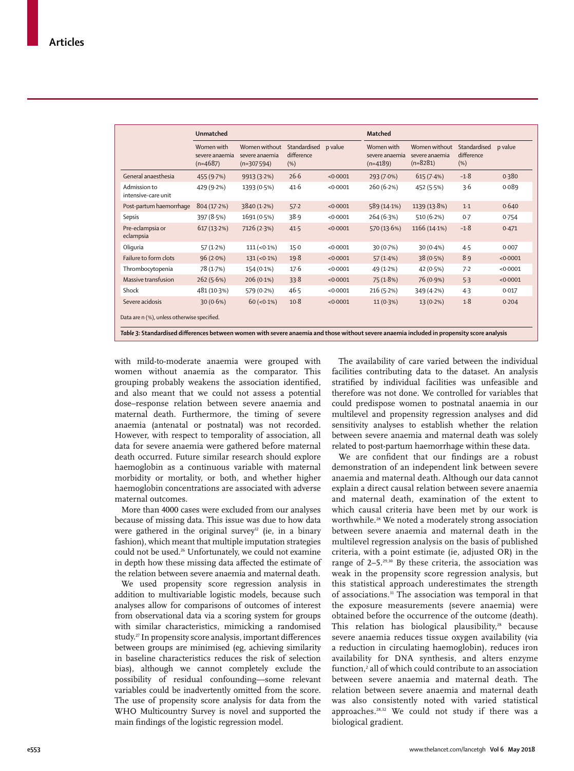| | Unmatched | | | | Matched | | | |
|---|---|---|---|---|---|---|---|---|
| | Women with severe anaemia (n=4687) | Women without severe anaemia (n=307594) | Standardised difference (%) | p value | Women with severe anaemia (n=4189) | Women without severe anaemia (n=8281) | Standardised difference (%) | p value |
| General anaesthesia | 455 (9·7%) | 9913 (3·2%) | 26·6 | <0·0001 | 293 (7·0%) | 615 (7·4%) | −1·8 | 0·380 |
| Admission to intensive-care unit | 429 (9·2%) | 1393 (0·5%) | 41·6 | <0·0001 | 260 (6·2%) | 452 (5·5%) | 3·6 | 0·089 |
| Post-partum haemorrhage | 804 (17·2%) | 3840 (1·2%) | 57·2 | <0·0001 | 589 (14·1%) | 1139 (13·8%) | 1·1 | 0·640 |
| Sepsis | 397 (8·5%) | 1691 (0·5%) | 38·9 | <0·0001 | 264 (6·3%) | 510 (6·2%) | 0·7 | 0·754 |
| Pre-eclampsia or eclampsia | 617 (13·2%) | 7126 (2·3%) | 41·5 | <0·0001 | 570 (13·6%) | 1166 (14·1%) | −1·8 | 0·471 |
| Oliguria | 57 (1·2%) | 111 (<0·1%) | 15·0 | <0·0001 | 30 (0·7%) | 30 (0·4%) | 4·5 | 0·007 |
| Failure to form clots | 96 (2·0%) | 131 (<0·1%) | 19·8 | <0·0001 | 57 (1·4%) | 38 (0·5%) | 8·9 | <0·0001 |
| Thrombocytopenia | 78 (1·7%) | 154 (0·1%) | 17·6 | <0·0001 | 49 (1·2%) | 42 (0·5%) | 7·2 | <0·0001 |
| Massive transfusion | 262 (5·6%) | 206 (0·1%) | 33·8 | <0·0001 | 75 (1·8%) | 76 (0·9%) | 5·3 | <0·0001 |
| Shock | 481 (10·3%) | 579 (0·2%) | 46·5 | <0·0001 | 216 (5·2%) | 349 (4·2%) | 4·3 | 0·017 |
| Severe acidosis | 30 (0·6%) | 60 (<0·1%) | 10·8 | <0·0001 | 11 (0·3%) | 13 (0·2%) | 1·8 | 0·204 |

Data are n (%), unless otherwise specified.

*Table 3:* **Standardised differences between women with severe anaemia and those without severe anaemia included in propensity score analysis**

with mild-to-moderate anaemia were grouped with women without anaemia as the comparator. This grouping probably weakens the association identified, and also meant that we could not assess a potential dose–response relation between severe anaemia and maternal death. Furthermore, the timing of severe anaemia (antenatal or postnatal) was not recorded. However, with respect to temporality of association, all data for severe anaemia were gathered before maternal death occurred. Future similar research should explore haemoglobin as a continuous variable with maternal morbidity or mortality, or both, and whether higher haemoglobin concentrations are associated with adverse maternal outcomes.

More than 4000 cases were excluded from our analyses because of missing data. This issue was due to how data were gathered in the original survey[12] (ie, in a binary fashion), which meant that multiple imputation strategies could not be used.[26] Unfortunately, we could not examine in depth how these missing data affected the estimate of the relation between severe anaemia and maternal death.

We used propensity score regression analysis in addition to multivariable logistic models, because such analyses allow for comparisons of outcomes of interest from observational data via a scoring system for groups with similar characteristics, mimicking a randomised study.[27] In propensity score analysis, important differences between groups are minimised (eg, achieving similarity in baseline characteristics reduces the risk of selection bias), although we cannot completely exclude the possibility of residual confounding—some relevant variables could be inadvertently omitted from the score. The use of propensity score analysis for data from the WHO Multicountry Survey is novel and supported the main findings of the logistic regression model.

The availability of care varied between the individual facilities contributing data to the dataset. An analysis stratified by individual facilities was unfeasible and therefore was not done. We controlled for variables that could predispose women to postnatal anaemia in our multilevel and propensity regression analyses and did sensitivity analyses to establish whether the relation between severe anaemia and maternal death was solely related to post-partum haemorrhage within these data.

We are confident that our findings are a robust demonstration of an independent link between severe anaemia and maternal death. Although our data cannot explain a direct causal relation between severe anaemia and maternal death, examination of the extent to which causal criteria have been met by our work is worthwhile.[28] We noted a moderately strong association between severe anaemia and maternal death in the multilevel regression analysis on the basis of published criteria, with a point estimate (ie, adjusted OR) in the range of 2–5.[29,30] By these criteria, the association was weak in the propensity score regression analysis, but this statistical approach underestimates the strength of associations.[31] The association was temporal in that the exposure measurements (severe anaemia) were obtained before the occurrence of the outcome (death). This relation has biological plausibility,[28] because severe anaemia reduces tissue oxygen availability (via a reduction in circulating haemoglobin), reduces iron availability for DNA synthesis, and alters enzyme function,[2] all of which could contribute to an association between severe anaemia and maternal death. The relation between severe anaemia and maternal death was also consistently noted with varied statistical approaches.[28,32] We could not study if there was a biological gradient.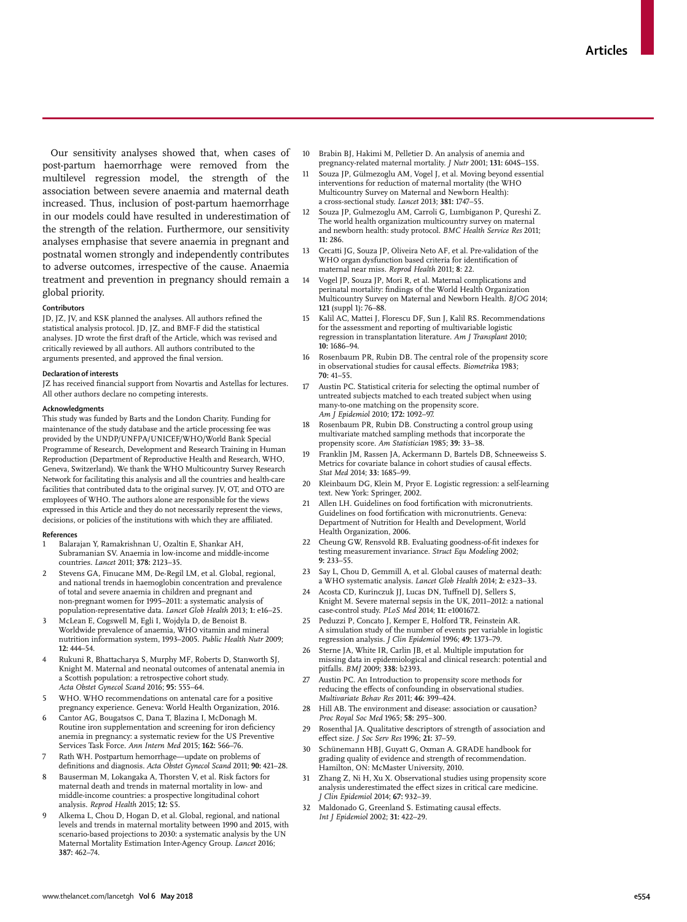Our sensitivity analyses showed that, when cases of post-partum haemorrhage were removed from the multilevel regression model, the strength of the association between severe anaemia and maternal death increased. Thus, inclusion of post-partum haemorrhage in our models could have resulted in underestimation of the strength of the relation. Furthermore, our sensitivity analyses emphasise that severe anaemia in pregnant and postnatal women strongly and independently contributes to adverse outcomes, irrespective of the cause. Anaemia treatment and prevention in pregnancy should remain a global priority.

#### Contributors

JD, JZ, JV, and KSK planned the analyses. All authors refined the statistical analysis protocol. JD, JZ, and BMF-F did the statistical analyses. JD wrote the first draft of the Article, which was revised and critically reviewed by all authors. All authors contributed to the arguments presented, and approved the final version.

#### Declaration of interests

JZ has received financial support from Novartis and Astellas for lectures. All other authors declare no competing interests.

#### Acknowledgments

This study was funded by Barts and the London Charity. Funding for maintenance of the study database and the article processing fee was provided by the UNDP/UNFPA/UNICEF/WHO/World Bank Special Programme of Research, Development and Research Training in Human Reproduction (Department of Reproductive Health and Research, WHO, Geneva, Switzerland). We thank the WHO Multicountry Survey Research Network for facilitating this analysis and all the countries and health-care facilities that contributed data to the original survey. JV, OT, and OTO are employees of WHO. The authors alone are responsible for the views expressed in this Article and they do not necessarily represent the views, decisions, or policies of the institutions with which they are affiliated.

#### References

1. Balarajan Y, Ramakrishnan U, Ozaltin E, Shankar AH, Subramanian SV. Anaemia in low-income and middle-income countries. *Lancet* 2011; **378:** 2123–35.
2. Stevens GA, Finucane MM, De-Regil LM, et al. Global, regional, and national trends in haemoglobin concentration and prevalence of total and severe anaemia in children and pregnant and non-pregnant women for 1995–2011: a systematic analysis of population-representative data. *Lancet Glob Health* 2013; **1:** e16–25.
3. McLean E, Cogswell M, Egli I, Wojdyla D, de Benoist B. Worldwide prevalence of anaemia, WHO vitamin and mineral nutrition information system, 1993–2005. *Public Health Nutr* 2009; **12:** 444–54.
4. Rukuni R, Bhattacharya S, Murphy MF, Roberts D, Stanworth SJ, Knight M. Maternal and neonatal outcomes of antenatal anemia in a Scottish population: a retrospective cohort study. *Acta Obstet Gynecol Scand* 2016; **95:** 555–64.
5. WHO. WHO recommendations on antenatal care for a positive pregnancy experience. Geneva: World Health Organization, 2016.
6. Cantor AG, Bougatsos C, Dana T, Blazina I, McDonagh M. Routine iron supplementation and screening for iron deficiency anemia in pregnancy: a systematic review for the US Preventive Services Task Force. *Ann Intern Med* 2015; **162:** 566–76.
7. Rath WH. Postpartum hemorrhage—update on problems of definitions and diagnosis. *Acta Obstet Gynecol Scand* 2011; **90:** 421–28.
8. Bauserman M, Lokangaka A, Thorsten V, et al. Risk factors for maternal death and trends in maternal mortality in low- and middle-income countries: a prospective longitudinal cohort analysis. *Reprod Health* 2015; **12:** S5.
9. Alkema L, Chou D, Hogan D, et al. Global, regional, and national levels and trends in maternal mortality between 1990 and 2015, with scenario-based projections to 2030: a systematic analysis by the UN Maternal Mortality Estimation Inter-Agency Group. *Lancet* 2016; **387:** 462–74.
10. Brabin BJ, Hakimi M, Pelletier D. An analysis of anemia and pregnancy-related maternal mortality. *J Nutr* 2001; **131:** 604S–15S.
11. Souza JP, Gülmezoglu AM, Vogel J, et al. Moving beyond essential interventions for reduction of maternal mortality (the WHO Multicountry Survey on Maternal and Newborn Health): a cross-sectional study. *Lancet* 2013; **381:** 1747–55.
12. Souza JP, Gulmezoglu AM, Carroli G, Lumbiganon P, Qureshi Z. The world health organization multicountry survey on maternal and newborn health: study protocol. *BMC Health Service Res* 2011; **11:** 286.
13. Cecatti JG, Souza JP, Oliveira Neto AF, et al. Pre-validation of the WHO organ dysfunction based criteria for identification of maternal near miss. *Reprod Health* 2011; **8**: 22.
14. Vogel JP, Souza JP, Mori R, et al. Maternal complications and perinatal mortality: findings of the World Health Organization Multicountry Survey on Maternal and Newborn Health. *BJOG* 2014; **121** (suppl 1)**:** 76–88.
15. Kalil AC, Mattei J, Florescu DF, Sun J, Kalil RS. Recommendations for the assessment and reporting of multivariable logistic regression in transplantation literature. *Am J Transplant* 2010; **10:** 1686–94.
16. Rosenbaum PR, Rubin DB. The central role of the propensity score in observational studies for causal effects. *Biometrika* 1983; **70:** 41–55.
17. Austin PC. Statistical criteria for selecting the optimal number of untreated subjects matched to each treated subject when using many-to-one matching on the propensity score. *Am J Epidemiol* 2010; **172:** 1092–97.
18. Rosenbaum PR, Rubin DB. Constructing a control group using multivariate matched sampling methods that incorporate the propensity score. *Am Statistician* 1985; **39:** 33–38.
19. Franklin JM, Rassen JA, Ackermann D, Bartels DB, Schneeweiss S. Metrics for covariate balance in cohort studies of causal effects. *Stat Med* 2014; **33:** 1685–99.
20. Kleinbaum DG, Klein M, Pryor E. Logistic regression: a self-learning text. New York: Springer, 2002.
21. Allen LH. Guidelines on food fortification with micronutrients. Guidelines on food fortification with micronutrients. Geneva: Department of Nutrition for Health and Development, World Health Organization, 2006.
22. Cheung GW, Rensvold RB. Evaluating goodness-of-fit indexes for testing measurement invariance. *Struct Equ Modeling* 2002; **9:** 233–55.
23. Say L, Chou D, Gemmill A, et al. Global causes of maternal death: a WHO systematic analysis. *Lancet Glob Health* 2014; **2:** e323–33.
24. Acosta CD, Kurinczuk JJ, Lucas DN, Tuffnell DJ, Sellers S, Knight M. Severe maternal sepsis in the UK, 2011–2012: a national case-control study. *PLoS Med* 2014; **11:** e1001672.
25. Peduzzi P, Concato J, Kemper E, Holford TR, Feinstein AR. A simulation study of the number of events per variable in logistic regression analysis. *J Clin Epidemiol* 1996; **49:** 1373–79.
26. Sterne JA, White IR, Carlin JB, et al. Multiple imputation for missing data in epidemiological and clinical research: potential and pitfalls. *BMJ* 2009; **338:** b2393.
27. Austin PC. An Introduction to propensity score methods for reducing the effects of confounding in observational studies. *Multivariate Behav Res* 2011; **46:** 399–424.
28. Hill AB. The environment and disease: association or causation? *Proc Royal Soc Med* 1965; **58:** 295–300.
29. Rosenthal JA. Qualitative descriptors of strength of association and effect size. *J Soc Serv Res* 1996; **21:** 37–59.
30. Schünemann HBJ, Guyatt G, Oxman A. GRADE handbook for grading quality of evidence and strength of recommendation. Hamilton, ON: McMaster University, 2010.
31. Zhang Z, Ni H, Xu X. Observational studies using propensity score analysis underestimated the effect sizes in critical care medicine. *J Clin Epidemiol* 2014; **67:** 932–39.
32. Maldonado G, Greenland S. Estimating causal effects. *Int J Epidemiol* 2002; **31:** 422–29.